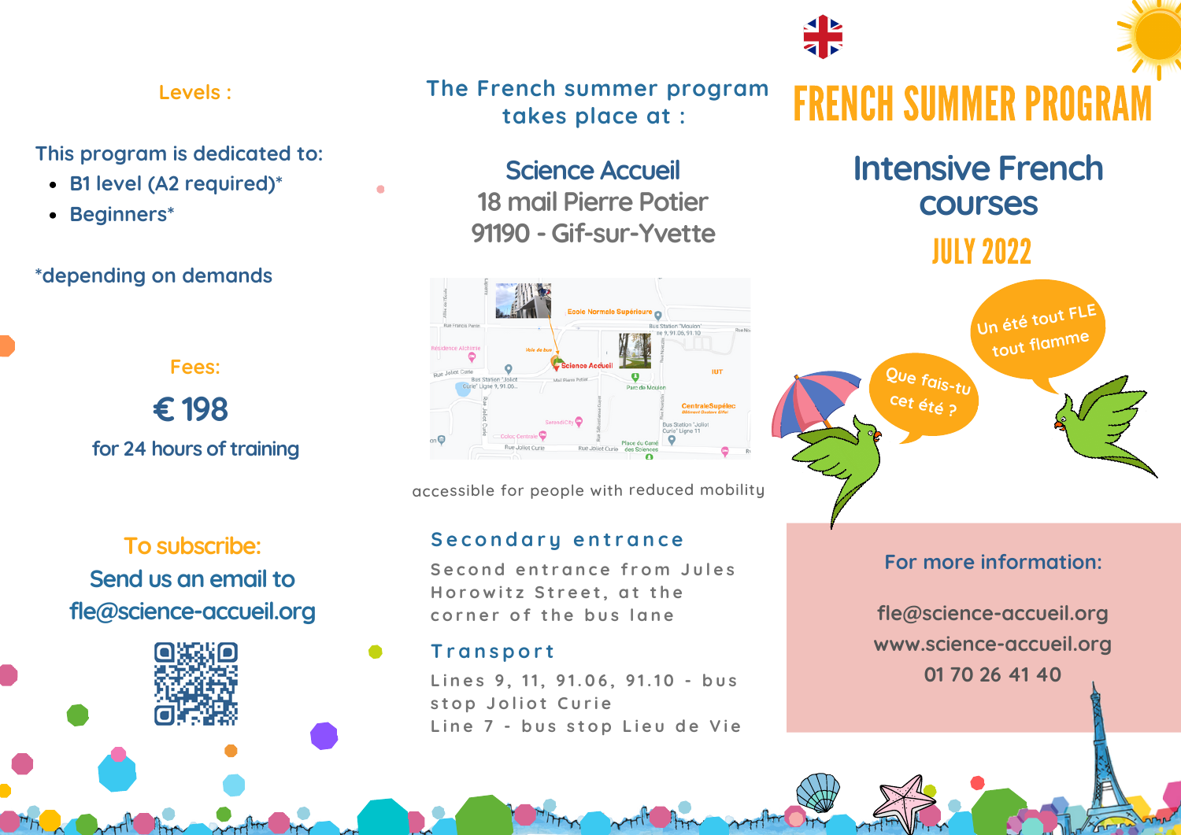# FRENCH SUMMER PROGRAM

## Intensive French courses

## JULY 2022

Un été tout FLE tout flamme

Que fais-tu cet été ?

### For more information:

fle@science-accueil.org
www.science-accueil.org
01 70 26 41 40

### Levels :

This program is dedicated to:

- B1 level (A2 required)*
- Beginners*

*depending on demands

### Fees:

**€ 198**

for 24 hours of training

### To subscribe:

Send us an email to
fle@science-accueil.org

### The French summer program takes place at :

**Science Accueil**
18 mail Pierre Potier
91190 - Gif-sur-Yvette

accessible for people with reduced mobility

### Secondary entrance

Second entrance from Jules Horowitz Street, at the corner of the bus lane

### Transport

Lines 9, 11, 91.06, 91.10 - bus stop Joliot Curie
Line 7 - bus stop Lieu de Vie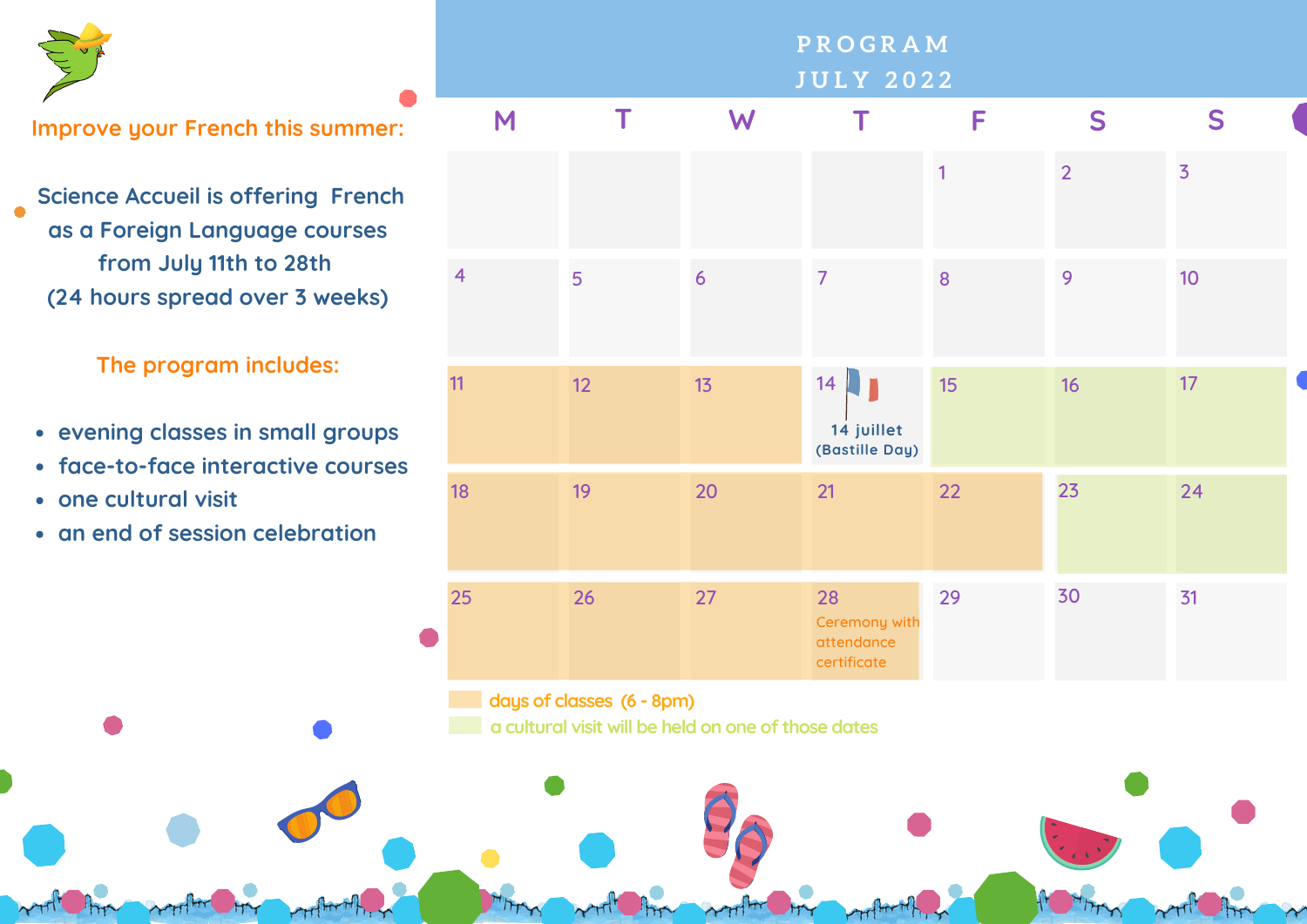Improve your French this summer:

Science Accueil is offering French as a Foreign Language courses from July 11th to 28th
(24 hours spread over 3 weeks)

The program includes:

- evening classes in small groups
- face-to-face interactive courses
- one cultural visit
- an end of session celebration

# PROGRAM
# JULY 2022

| M | T | W | T | F | S | S |
|---|---|---|---|---|---|---|
| | | | | 1 | 2 | 3 |
| 4 | 5 | 6 | 7 | 8 | 9 | 10 |
| 11 | 12 | 13 | 14 — 14 juillet (Bastille Day) | 15 | 16 | 17 |
| 18 | 19 | 20 | 21 | 22 | 23 | 24 |
| 25 | 26 | 27 | 28 — Ceremony with attendance certificate | 29 | 30 | 31 |

days of classes (6 - 8pm): 11, 12, 13, 18, 19, 20, 21, 22, 25, 26, 27, 28

a cultural visit will be held on one of those dates: 15, 16, 17, 23, 24